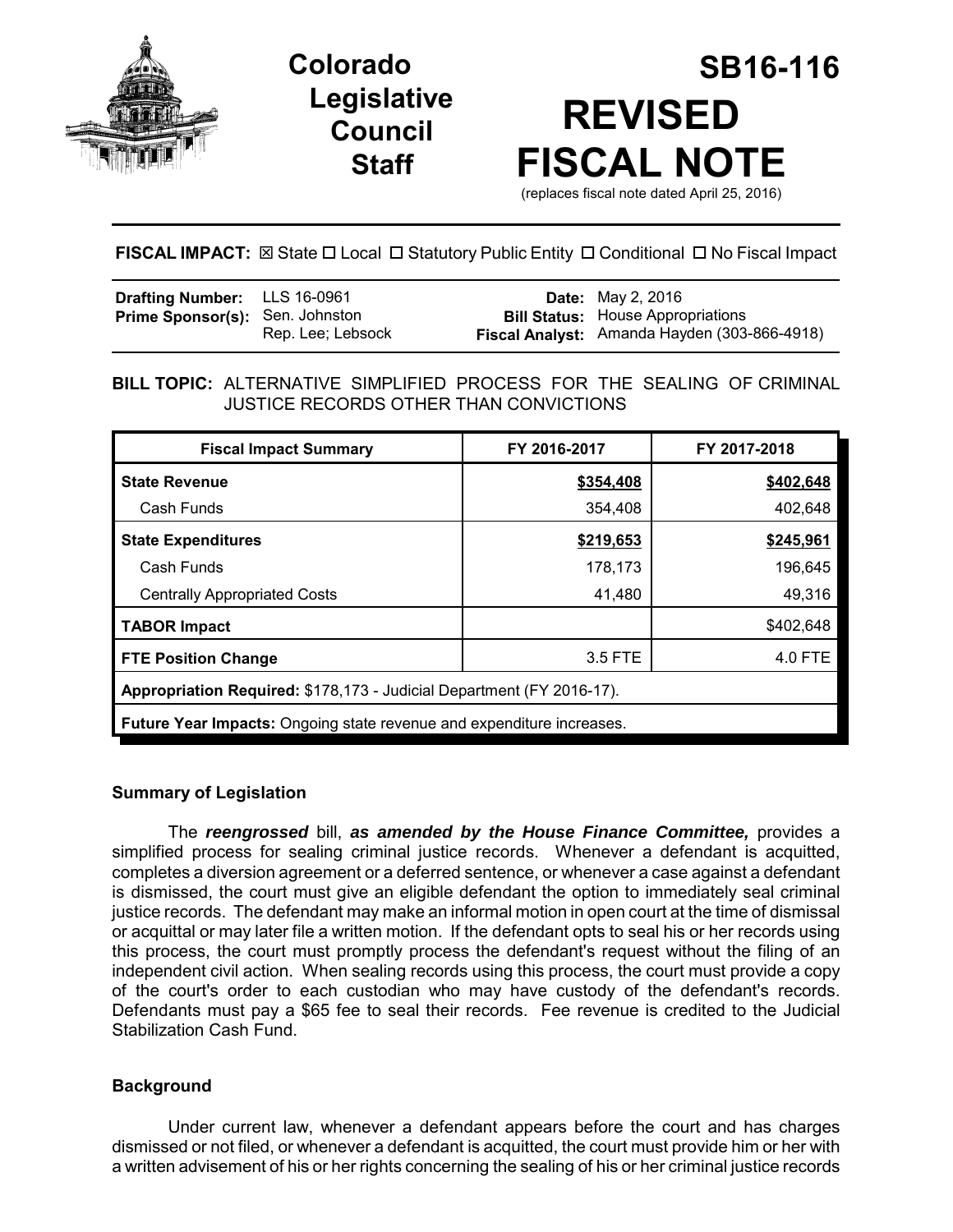# Colorado Legislative Council Staff

# SB16-116

# REVISED FISCAL NOTE

(replaces fiscal note dated April 25, 2016)

**FISCAL IMPACT:** ☒ State ☐ Local ☐ Statutory Public Entity ☐ Conditional ☐ No Fiscal Impact

| | | | |
|---|---|---|---|
| **Drafting Number:** | LLS 16-0961 | **Date:** | May 2, 2016 |
| **Prime Sponsor(s):** | Sen. Johnston<br>Rep. Lee; Lebsock | **Bill Status:** | House Appropriations |
| | | **Fiscal Analyst:** | Amanda Hayden (303-866-4918) |

**BILL TOPIC:** ALTERNATIVE SIMPLIFIED PROCESS FOR THE SEALING OF CRIMINAL JUSTICE RECORDS OTHER THAN CONVICTIONS

| Fiscal Impact Summary | FY 2016-2017 | FY 2017-2018 |
|---|---|---|
| **State Revenue** | **$354,408** | **$402,648** |
| Cash Funds | 354,408 | 402,648 |
| **State Expenditures** | **$219,653** | **$245,961** |
| Cash Funds | 178,173 | 196,645 |
| Centrally Appropriated Costs | 41,480 | 49,316 |
| **TABOR Impact** | | $402,648 |
| **FTE Position Change** | 3.5 FTE | 4.0 FTE |
| **Appropriation Required:** $178,173 - Judicial Department (FY 2016-17). | | |
| **Future Year Impacts:** Ongoing state revenue and expenditure increases. | | |

## Summary of Legislation

The ***reengrossed*** bill, ***as amended by the House Finance Committee,*** provides a simplified process for sealing criminal justice records. Whenever a defendant is acquitted, completes a diversion agreement or a deferred sentence, or whenever a case against a defendant is dismissed, the court must give an eligible defendant the option to immediately seal criminal justice records. The defendant may make an informal motion in open court at the time of dismissal or acquittal or may later file a written motion. If the defendant opts to seal his or her records using this process, the court must promptly process the defendant's request without the filing of an independent civil action. When sealing records using this process, the court must provide a copy of the court's order to each custodian who may have custody of the defendant's records. Defendants must pay a $65 fee to seal their records. Fee revenue is credited to the Judicial Stabilization Cash Fund.

## Background

Under current law, whenever a defendant appears before the court and has charges dismissed or not filed, or whenever a defendant is acquitted, the court must provide him or her with a written advisement of his or her rights concerning the sealing of his or her criminal justice records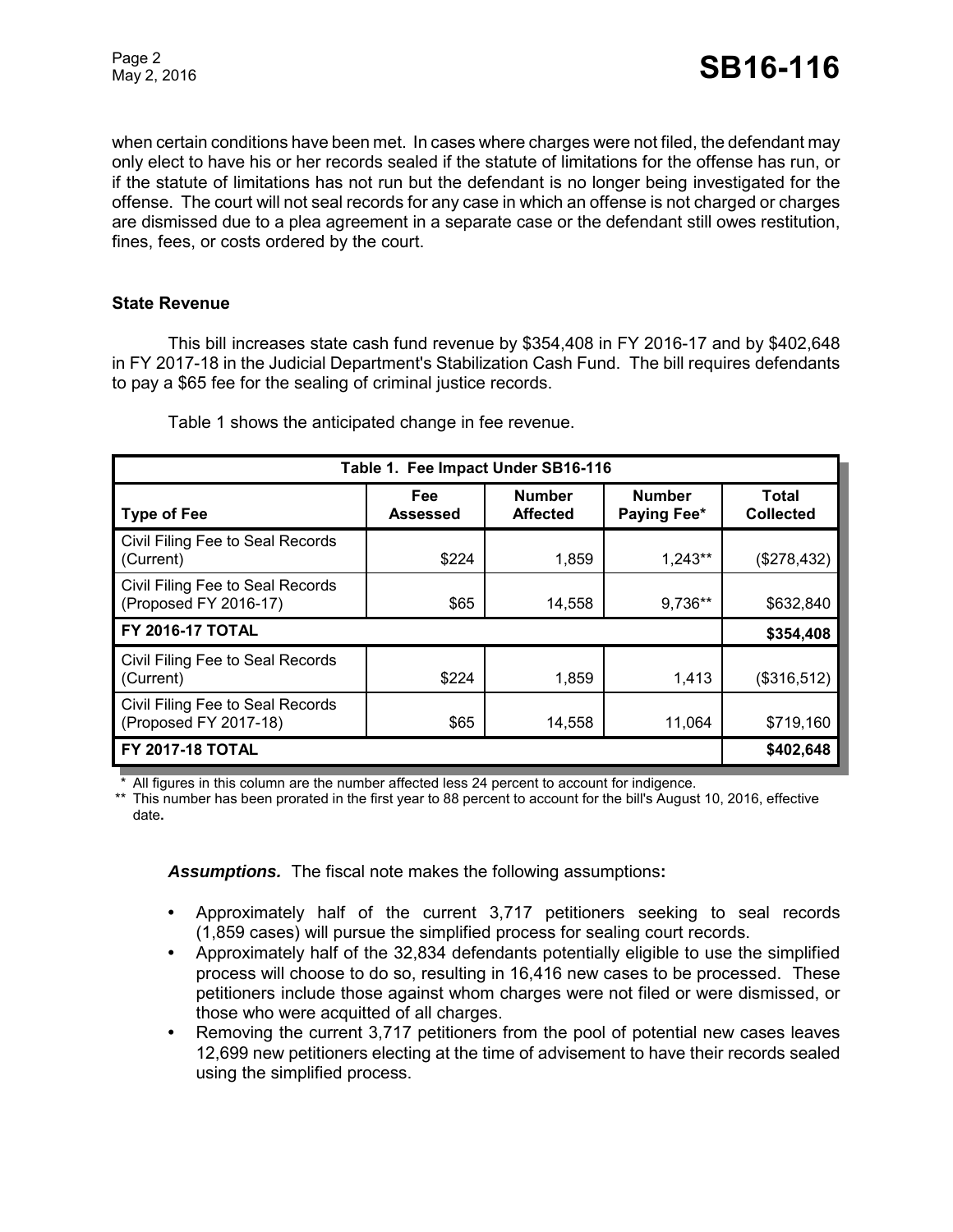when certain conditions have been met. In cases where charges were not filed, the defendant may only elect to have his or her records sealed if the statute of limitations for the offense has run, or if the statute of limitations has not run but the defendant is no longer being investigated for the offense. The court will not seal records for any case in which an offense is not charged or charges are dismissed due to a plea agreement in a separate case or the defendant still owes restitution, fines, fees, or costs ordered by the court.

### State Revenue

This bill increases state cash fund revenue by $354,408 in FY 2016-17 and by $402,648 in FY 2017-18 in the Judicial Department's Stabilization Cash Fund. The bill requires defendants to pay a $65 fee for the sealing of criminal justice records.

Table 1 shows the anticipated change in fee revenue.

| Table 1. Fee Impact Under SB16-116 | | | | |
|---|---|---|---|---|
| **Type of Fee** | **Fee Assessed** | **Number Affected** | **Number Paying Fee*** | **Total Collected** |
| Civil Filing Fee to Seal Records (Current) | $224 | 1,859 | 1,243** | ($278,432) |
| Civil Filing Fee to Seal Records (Proposed FY 2016-17) | $65 | 14,558 | 9,736** | $632,840 |
| **FY 2016-17 TOTAL** | | | | **$354,408** |
| Civil Filing Fee to Seal Records (Current) | $224 | 1,859 | 1,413 | ($316,512) |
| Civil Filing Fee to Seal Records (Proposed FY 2017-18) | $65 | 14,558 | 11,064 | $719,160 |
| **FY 2017-18 TOTAL** | | | | **$402,648** |

\* All figures in this column are the number affected less 24 percent to account for indigence.
\*\* This number has been prorated in the first year to 88 percent to account for the bill's August 10, 2016, effective date.

***Assumptions.*** The fiscal note makes the following assumptions**:**

- Approximately half of the current 3,717 petitioners seeking to seal records (1,859 cases) will pursue the simplified process for sealing court records.
- Approximately half of the 32,834 defendants potentially eligible to use the simplified process will choose to do so, resulting in 16,416 new cases to be processed. These petitioners include those against whom charges were not filed or were dismissed, or those who were acquitted of all charges.
- Removing the current 3,717 petitioners from the pool of potential new cases leaves 12,699 new petitioners electing at the time of advisement to have their records sealed using the simplified process.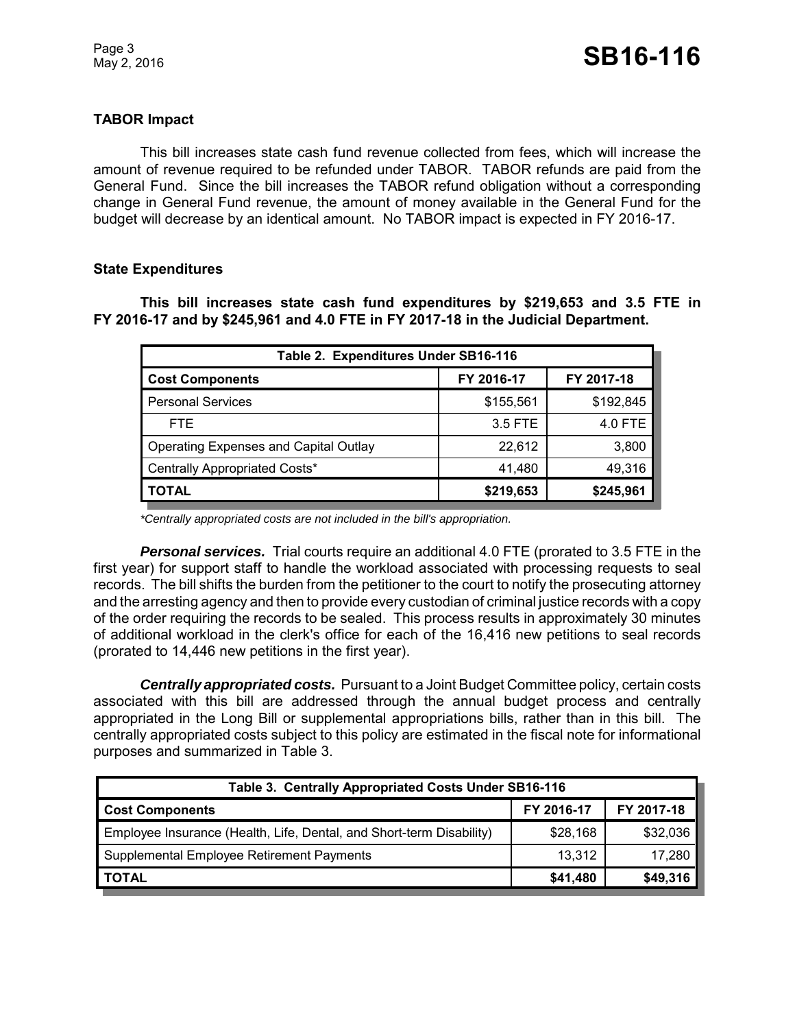## TABOR Impact

This bill increases state cash fund revenue collected from fees, which will increase the amount of revenue required to be refunded under TABOR. TABOR refunds are paid from the General Fund. Since the bill increases the TABOR refund obligation without a corresponding change in General Fund revenue, the amount of money available in the General Fund for the budget will decrease by an identical amount. No TABOR impact is expected in FY 2016-17.

## State Expenditures

**This bill increases state cash fund expenditures by $219,653 and 3.5 FTE in FY 2016-17 and by $245,961 and 4.0 FTE in FY 2017-18 in the Judicial Department.**

| Table 2. Expenditures Under SB16-116 | | |
|---|---|---|
| **Cost Components** | **FY 2016-17** | **FY 2017-18** |
| Personal Services | $155,561 | $192,845 |
| FTE | 3.5 FTE | 4.0 FTE |
| Operating Expenses and Capital Outlay | 22,612 | 3,800 |
| Centrally Appropriated Costs* | 41,480 | 49,316 |
| **TOTAL** | **$219,653** | **$245,961** |

*\*Centrally appropriated costs are not included in the bill's appropriation.*

***Personal services.*** Trial courts require an additional 4.0 FTE (prorated to 3.5 FTE in the first year) for support staff to handle the workload associated with processing requests to seal records. The bill shifts the burden from the petitioner to the court to notify the prosecuting attorney and the arresting agency and then to provide every custodian of criminal justice records with a copy of the order requiring the records to be sealed. This process results in approximately 30 minutes of additional workload in the clerk's office for each of the 16,416 new petitions to seal records (prorated to 14,446 new petitions in the first year).

***Centrally appropriated costs.*** Pursuant to a Joint Budget Committee policy, certain costs associated with this bill are addressed through the annual budget process and centrally appropriated in the Long Bill or supplemental appropriations bills, rather than in this bill. The centrally appropriated costs subject to this policy are estimated in the fiscal note for informational purposes and summarized in Table 3.

| Table 3. Centrally Appropriated Costs Under SB16-116 | | |
|---|---|---|
| **Cost Components** | **FY 2016-17** | **FY 2017-18** |
| Employee Insurance (Health, Life, Dental, and Short-term Disability) | $28,168 | $32,036 |
| Supplemental Employee Retirement Payments | 13,312 | 17,280 |
| **TOTAL** | **$41,480** | **$49,316** |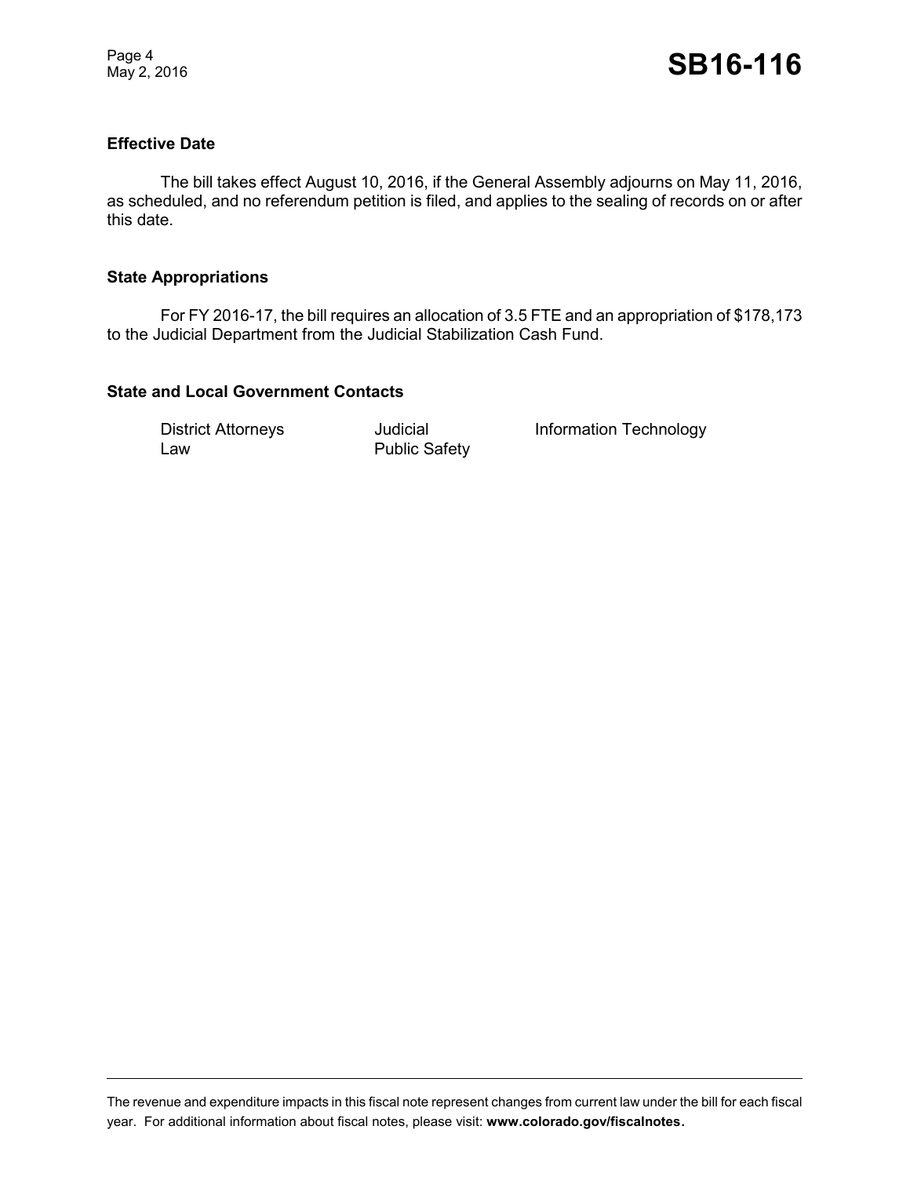### Effective Date

The bill takes effect August 10, 2016, if the General Assembly adjourns on May 11, 2016, as scheduled, and no referendum petition is filed, and applies to the sealing of records on or after this date.

### State Appropriations

For FY 2016-17, the bill requires an allocation of 3.5 FTE and an appropriation of $178,173 to the Judicial Department from the Judicial Stabilization Cash Fund.

### State and Local Government Contacts

| | | |
|---|---|---|
| District Attorneys | Judicial | Information Technology |
| Law | Public Safety | |

The revenue and expenditure impacts in this fiscal note represent changes from current law under the bill for each fiscal year. For additional information about fiscal notes, please visit: **www.colorado.gov/fiscalnotes.**